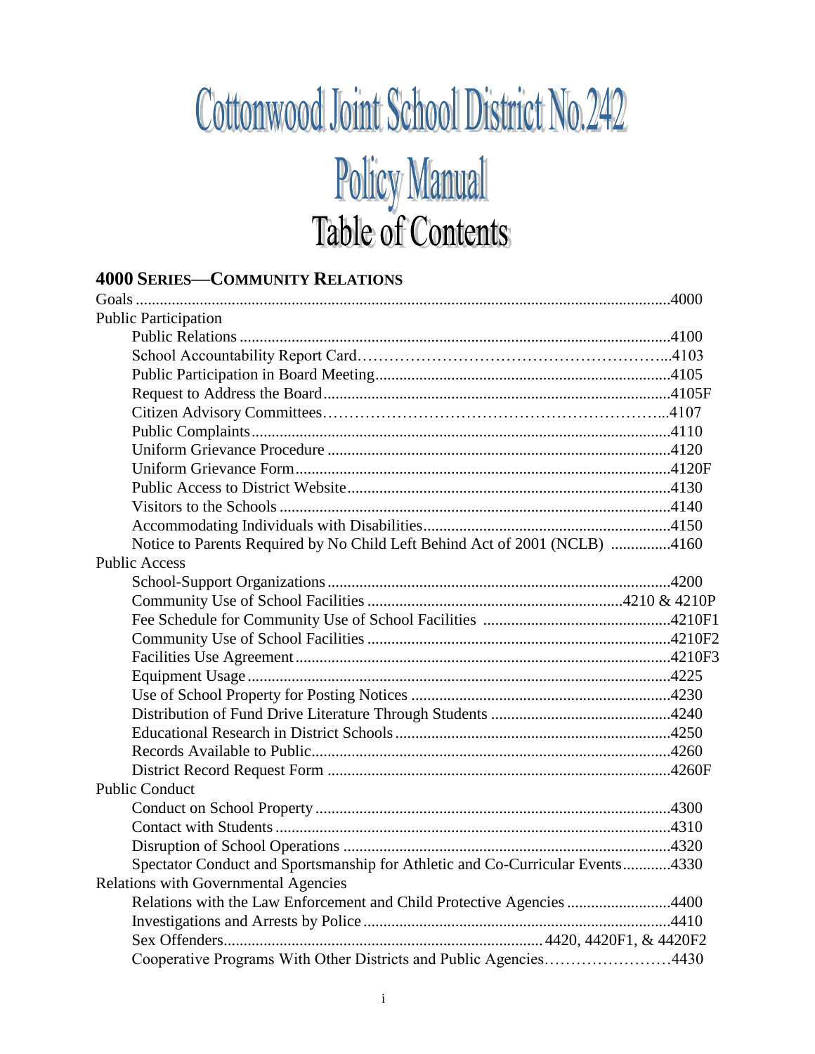# Cottonwood Joint School District No.242

# Policy Manual

## Table of Contents

### 4000 SERIES—COMMUNITY RELATIONS

Goals ....................................................................................................................4000

Public Participation

- Public Relations ..........................................................................................4100
- School Accountability Report Card……………………………………………...4103
- Public Participation in Board Meeting.........................................................4105
- Request to Address the Board......................................................................4105F
- Citizen Advisory Committees………………………………………………...4107
- Public Complaints........................................................................................4110
- Uniform Grievance Procedure .....................................................................4120
- Uniform Grievance Form.............................................................................4120F
- Public Access to District Website.................................................................4130
- Visitors to the Schools .................................................................................4140
- Accommodating Individuals with Disabilities.............................................4150
- Notice to Parents Required by No Child Left Behind Act of 2001 (NCLB) ...............4160

Public Access

- School-Support Organizations.....................................................................4200
- Community Use of School Facilities ..............................................................4210 & 4210P
- Fee Schedule for Community Use of School Facilities ..............................................4210F1
- Community Use of School Facilities ...........................................................4210F2
- Facilities Use Agreement.............................................................................4210F3
- Equipment Usage .........................................................................................4225
- Use of School Property for Posting Notices .................................................4230
- Distribution of Fund Drive Literature Through Students .............................................4240
- Educational Research in District Schools.....................................................4250
- Records Available to Public..........................................................................4260
- District Record Request Form .....................................................................4260F

Public Conduct

- Conduct on School Property ........................................................................4300
- Contact with Students ..................................................................................4310
- Disruption of School Operations .................................................................4320
- Spectator Conduct and Sportsmanship for Athletic and Co-Curricular Events............4330

Relations with Governmental Agencies

- Relations with the Law Enforcement and Child Protective Agencies ..........................4400
- Investigations and Arrests by Police ............................................................4410
- Sex Offenders............................................................................... 4420, 4420F1, & 4420F2
- Cooperative Programs With Other Districts and Public Agencies……………………4430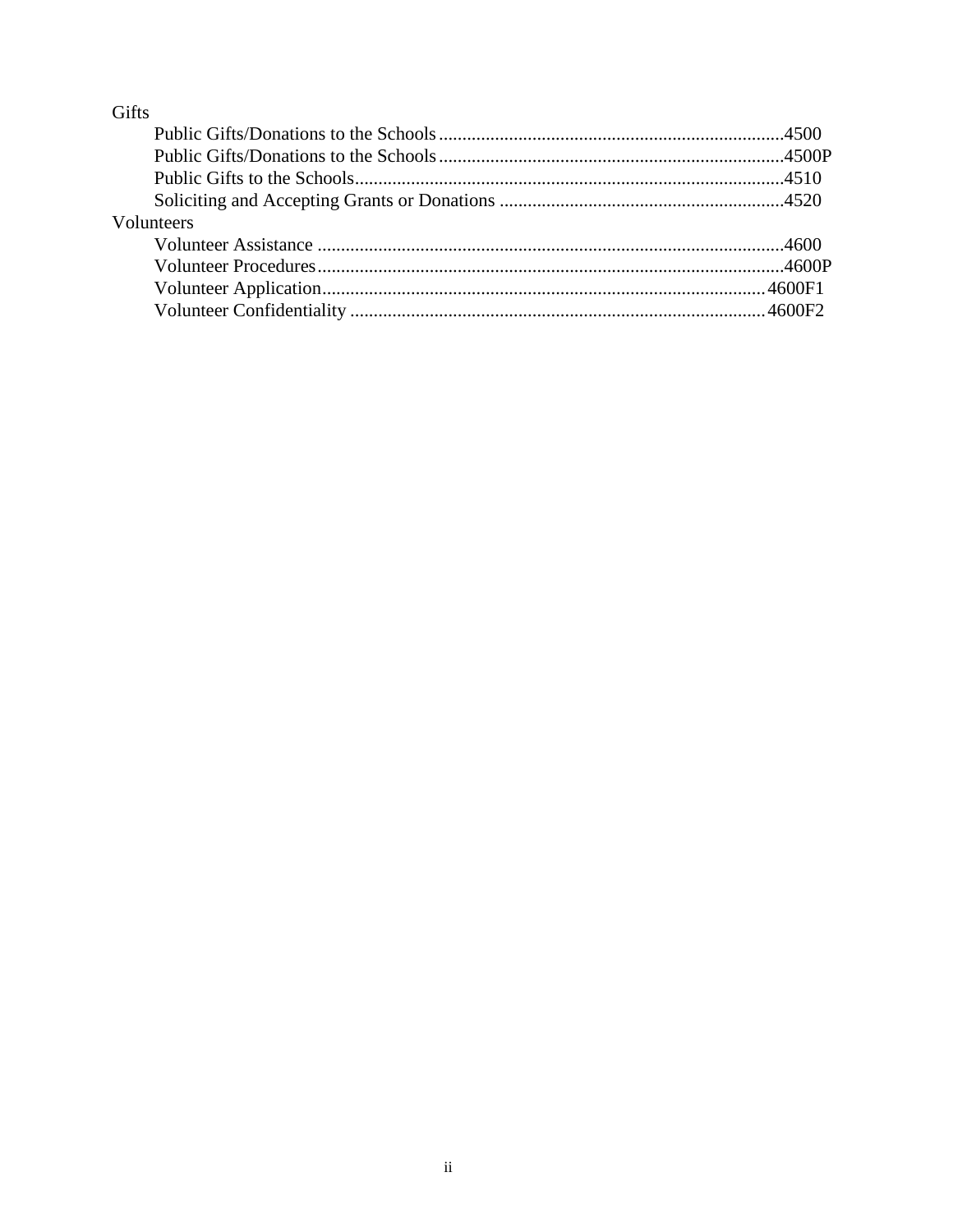Gifts

- Public Gifts/Donations to the Schools.........................................................................4500
- Public Gifts/Donations to the Schools.........................................................................4500P
- Public Gifts to the Schools...........................................................................................4510
- Soliciting and Accepting Grants or Donations ............................................................4520

Volunteers

- Volunteer Assistance ...................................................................................................4600
- Volunteer Procedures...................................................................................................4600P
- Volunteer Application.............................................................................................4600F1
- Volunteer Confidentiality .......................................................................................4600F2